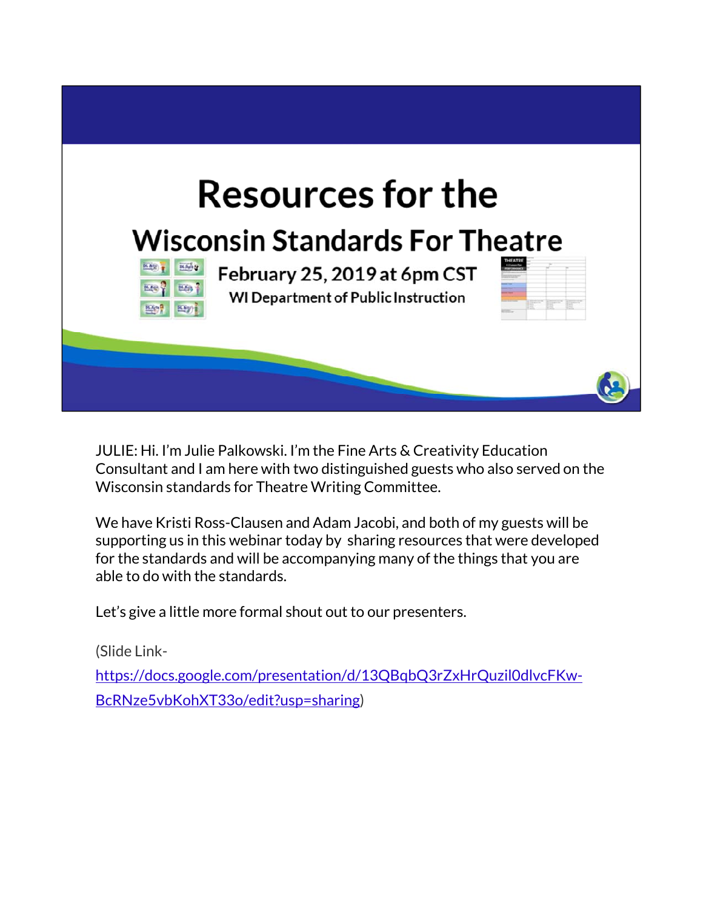# Resources for the

## Wisconsin Standards For Theatre

February 25, 2019 at 6pm CST

WI Department of Public Instruction

JULIE: Hi. I'm Julie Palkowski. I'm the Fine Arts & Creativity Education Consultant and I am here with two distinguished guests who also served on the Wisconsin standards for Theatre Writing Committee.

We have Kristi Ross-Clausen and Adam Jacobi, and both of my guests will be supporting us in this webinar today by sharing resources that were developed for the standards and will be accompanying many of the things that you are able to do with the standards.

Let's give a little more formal shout out to our presenters.

(Slide Link- https://docs.google.com/presentation/d/13QBqbQ3rZxHrQuzil0dlvcFKw-BcRNze5vbKohXT33o/edit?usp=sharing)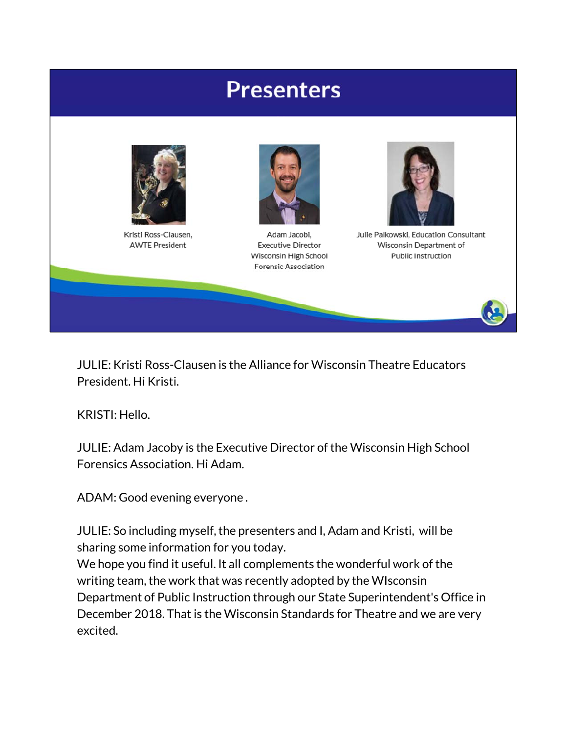## Presenters

Kristi Ross-Clausen, AWTE President

Adam Jacobi, Executive Director Wisconsin High School Forensic Association

Julie Palkowski, Education Consultant Wisconsin Department of Public Instruction

JULIE: Kristi Ross-Clausen is the Alliance for Wisconsin Theatre Educators President. Hi Kristi.

KRISTI: Hello.

JULIE: Adam Jacoby is the Executive Director of the Wisconsin High School Forensics Association. Hi Adam.

ADAM: Good evening everyone .

JULIE: So including myself, the presenters and I, Adam and Kristi, will be sharing some information for you today.
We hope you find it useful. It all complements the wonderful work of the writing team, the work that was recently adopted by the WIsconsin Department of Public Instruction through our State Superintendent's Office in December 2018. That is the Wisconsin Standards for Theatre and we are very excited.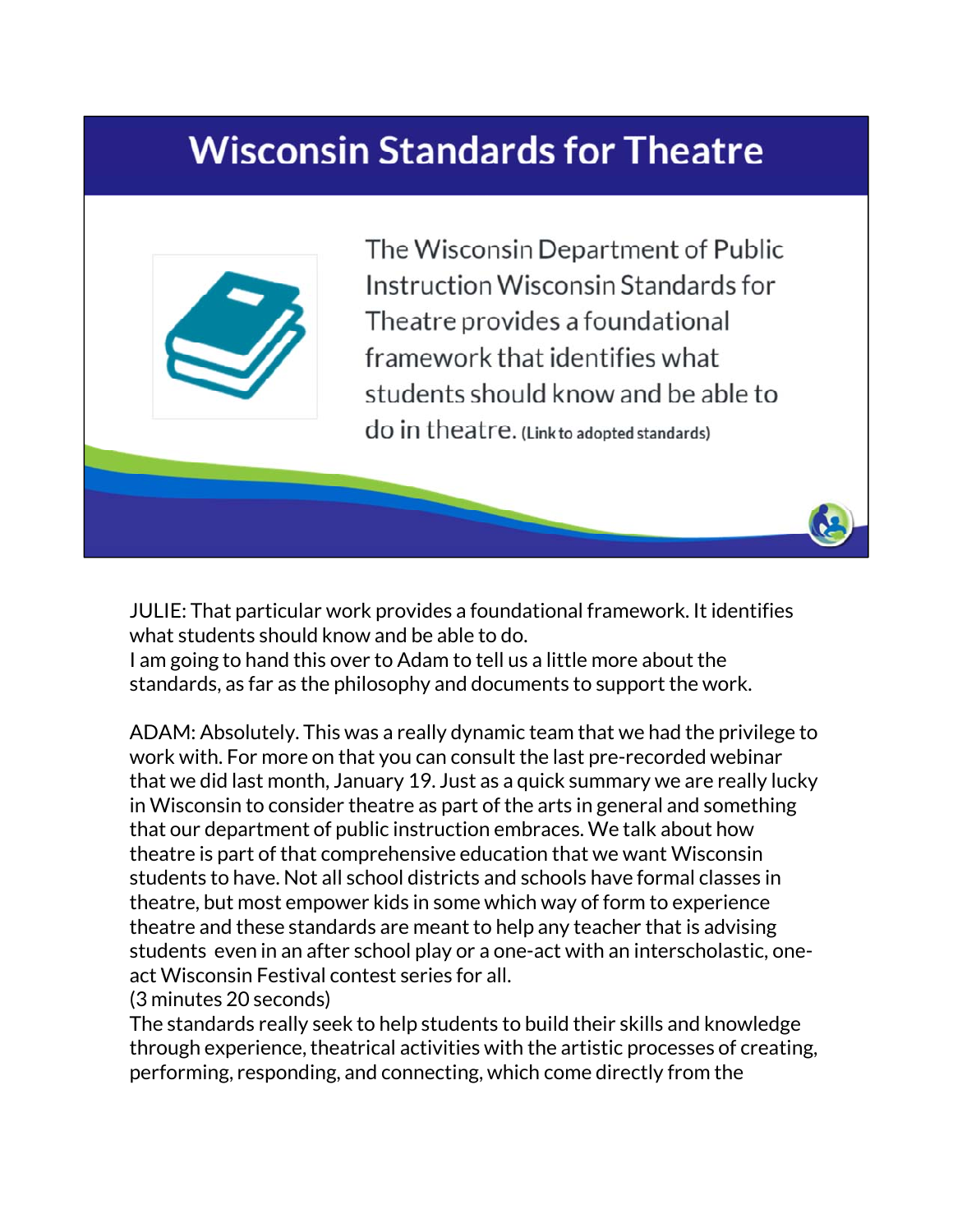# Wisconsin Standards for Theatre

The Wisconsin Department of Public Instruction Wisconsin Standards for Theatre provides a foundational framework that identifies what students should know and be able to do in theatre. (Link to adopted standards)

JULIE: That particular work provides a foundational framework. It identifies what students should know and be able to do.
I am going to hand this over to Adam to tell us a little more about the standards, as far as the philosophy and documents to support the work.

ADAM: Absolutely. This was a really dynamic team that we had the privilege to work with. For more on that you can consult the last pre-recorded webinar that we did last month, January 19. Just as a quick summary we are really lucky in Wisconsin to consider theatre as part of the arts in general and something that our department of public instruction embraces. We talk about how theatre is part of that comprehensive education that we want Wisconsin students to have. Not all school districts and schools have formal classes in theatre, but most empower kids in some which way of form to experience theatre and these standards are meant to help any teacher that is advising students even in an after school play or a one-act with an interscholastic, one-act Wisconsin Festival contest series for all.
(3 minutes 20 seconds)
The standards really seek to help students to build their skills and knowledge through experience, theatrical activities with the artistic processes of creating, performing, responding, and connecting, which come directly from the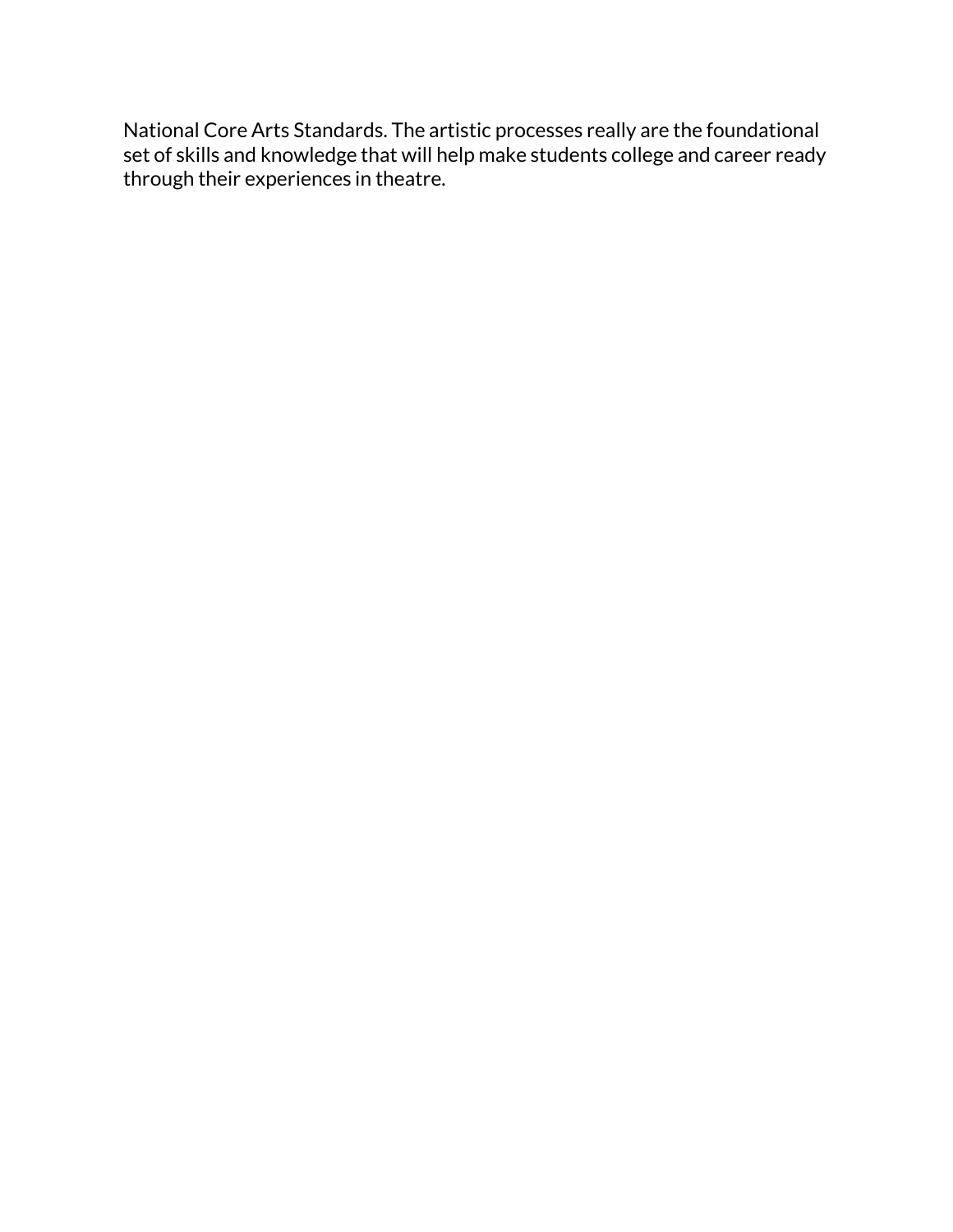National Core Arts Standards. The artistic processes really are the foundational set of skills and knowledge that will help make students college and career ready through their experiences in theatre.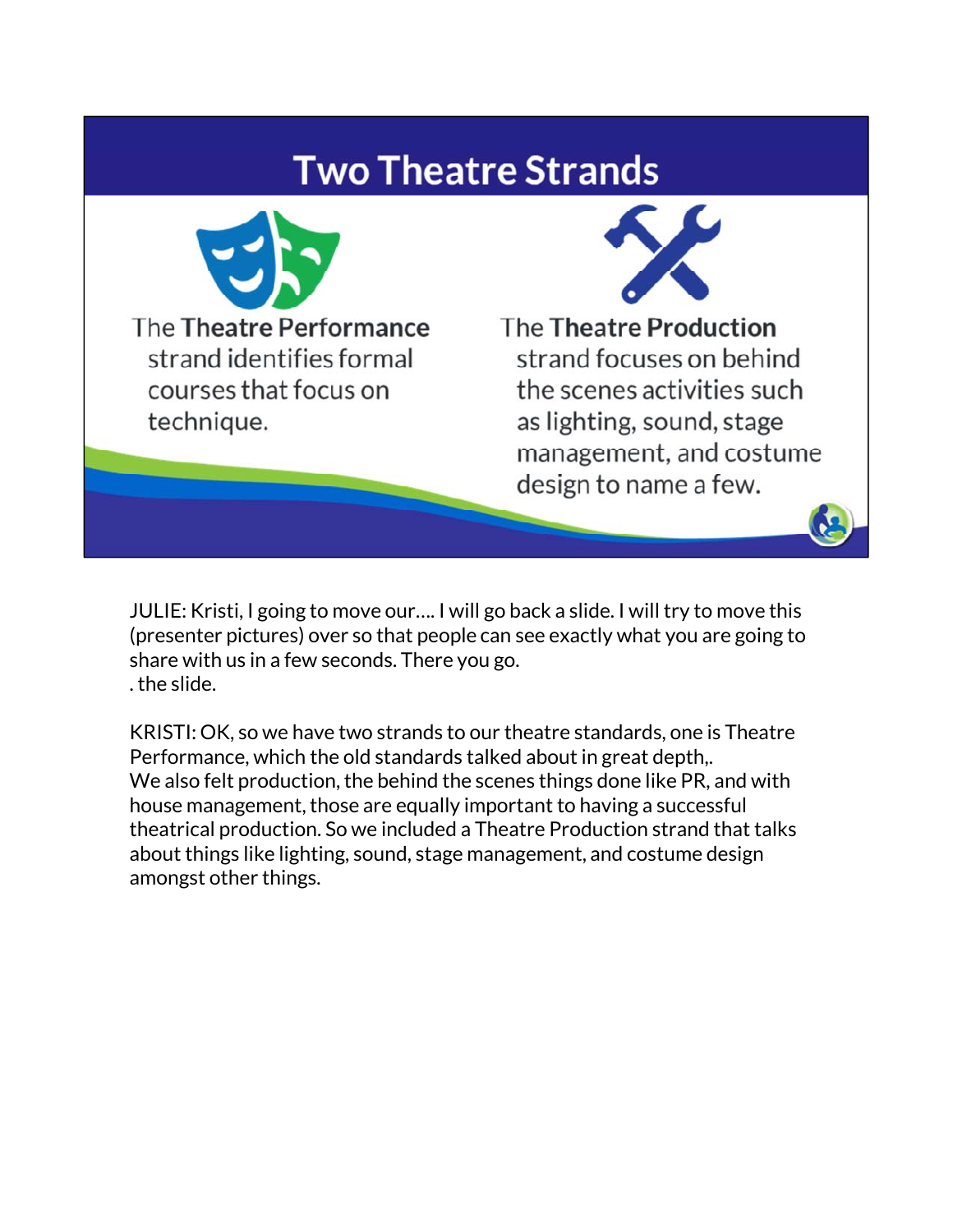## Two Theatre Strands

The **Theatre Performance** strand identifies formal courses that focus on technique.

The **Theatre Production** strand focuses on behind the scenes activities such as lighting, sound, stage management, and costume design to name a few.

JULIE: Kristi, I going to move our…. I will go back a slide. I will try to move this (presenter pictures) over so that people can see exactly what you are going to share with us in a few seconds. There you go.
. the slide.

KRISTI: OK, so we have two strands to our theatre standards, one is Theatre Performance, which the old standards talked about in great depth,.
We also felt production, the behind the scenes things done like PR, and with house management, those are equally important to having a successful theatrical production. So we included a Theatre Production strand that talks about things like lighting, sound, stage management, and costume design amongst other things.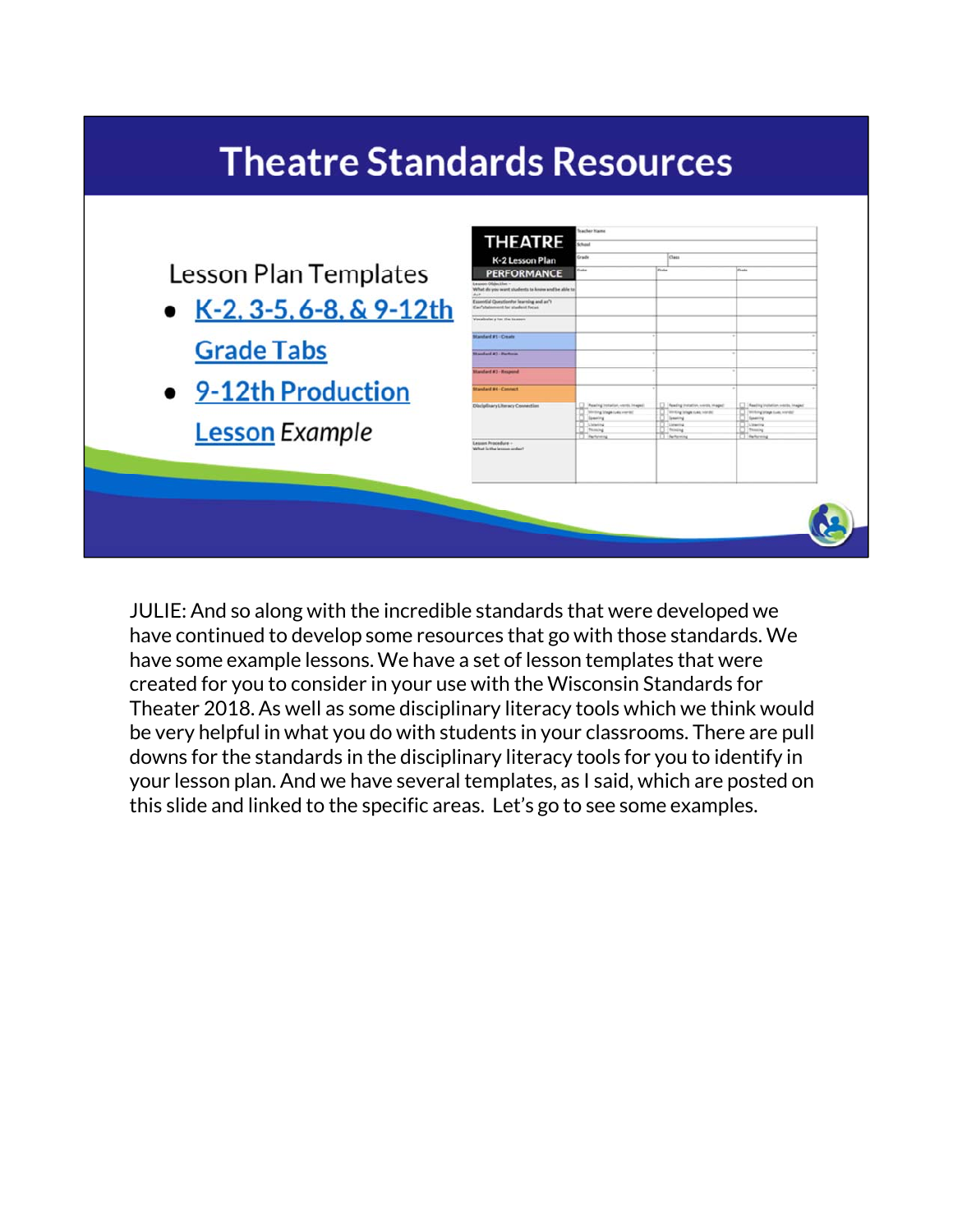# Theatre Standards Resources

Lesson Plan Templates

- K-2, 3-5, 6-8, & 9-12th Grade Tabs
- 9-12th Production Lesson *Example*

| THEATRE K-2 Lesson Plan PERFORMANCE | Teacher Name | | |
|---|---|---|---|
| | School | | |
| | Grade | Class | |
| | Date | Date | Date |
| Lesson Objective – What do you want students to know and be able to do? | | | |
| Essential Question for learning and an "I Can" statement for student focus | | | |
| Vocabulary for the lesson | | | |
| Standard #1 - Create | | | |
| Standard #2 - Perform | | | |
| Standard #3 - Respond | | | |
| Standard #4 - Connect | | | |
| Disciplinary Literacy Connection | Reading (notation, words, images) / Writing (page uses words) / Speaking / Listening / Thinking / Performing | Reading (notation, words, images) / Writing (page uses words) / Speaking / Listening / Thinking / Performing | Reading (notation, words, images) / Writing (page uses words) / Speaking / Listening / Thinking / Performing |
| Lesson Procedure – What is the lesson order? | | | |

JULIE: And so along with the incredible standards that were developed we have continued to develop some resources that go with those standards. We have some example lessons. We have a set of lesson templates that were created for you to consider in your use with the Wisconsin Standards for Theater 2018. As well as some disciplinary literacy tools which we think would be very helpful in what you do with students in your classrooms. There are pull downs for the standards in the disciplinary literacy tools for you to identify in your lesson plan. And we have several templates, as I said, which are posted on this slide and linked to the specific areas. Let's go to see some examples.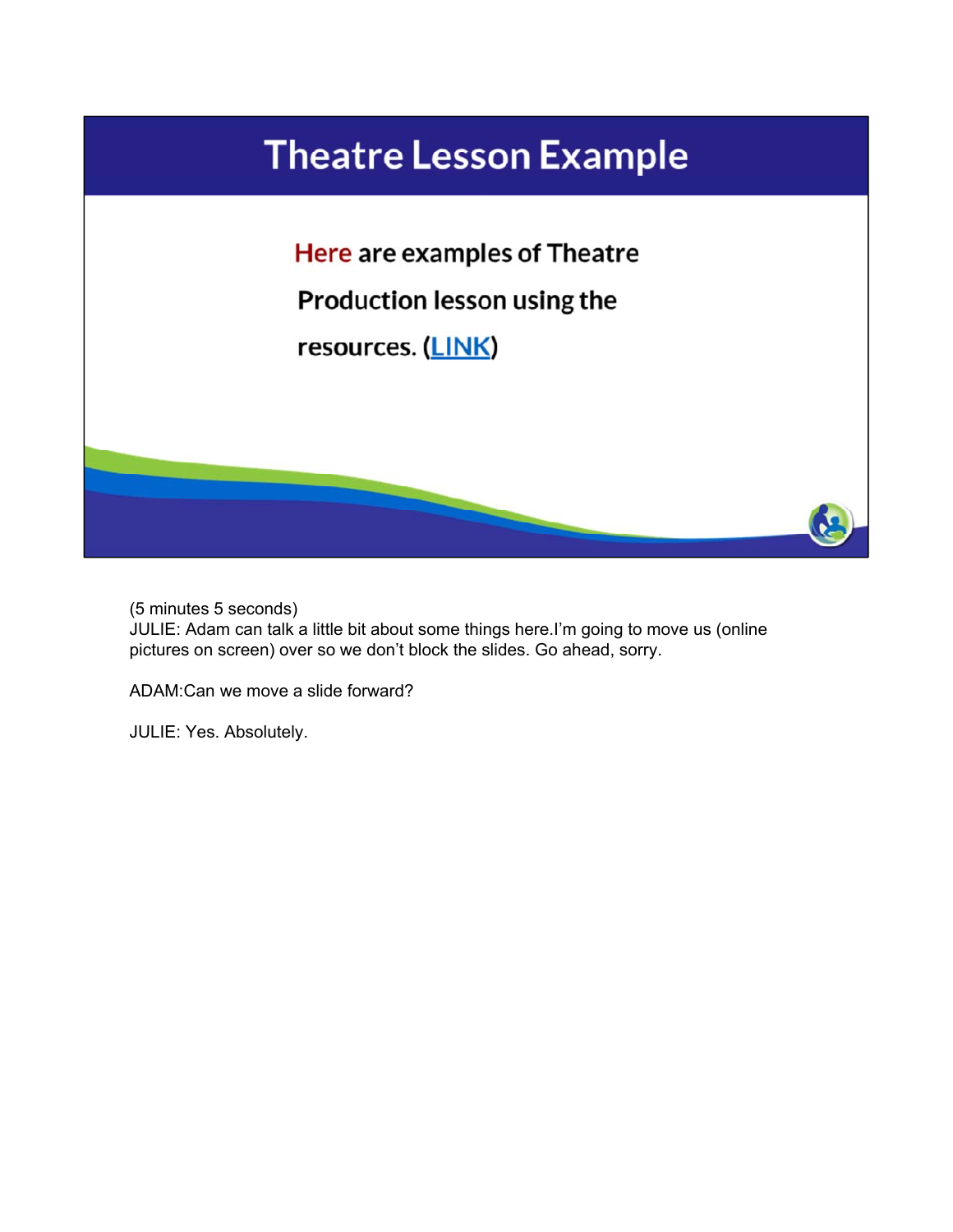# Theatre Lesson Example

Here are examples of Theatre Production lesson using the resources. (LINK)

(5 minutes 5 seconds)
JULIE: Adam can talk a little bit about some things here.I'm going to move us (online pictures on screen) over so we don't block the slides. Go ahead, sorry.

ADAM:Can we move a slide forward?

JULIE: Yes. Absolutely.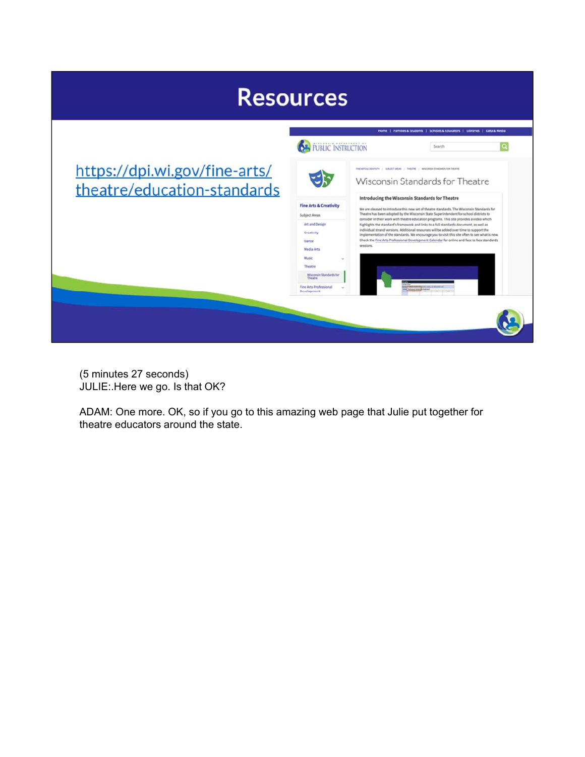# Resources

https://dpi.wi.gov/fine-arts/theatre/education-standards

(5 minutes 27 seconds)
JULIE:.Here we go. Is that OK?

ADAM: One more. OK, so if you go to this amazing web page that Julie put together for theatre educators around the state.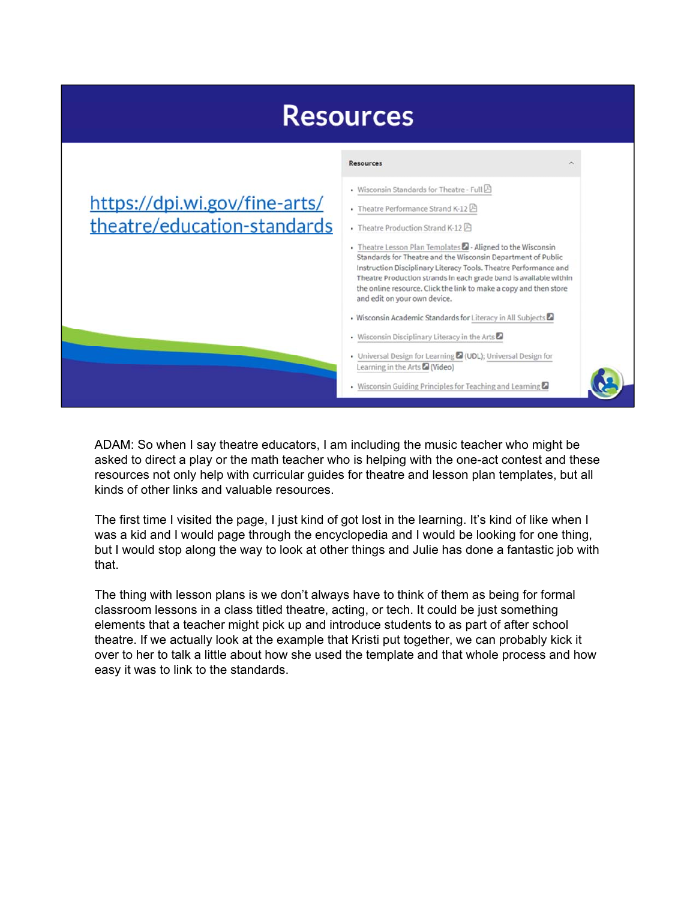# Resources

https://dpi.wi.gov/fine-arts/theatre/education-standards

**Resources**

- Wisconsin Standards for Theatre - Full
- Theatre Performance Strand K-12
- Theatre Production Strand K-12
- Theatre Lesson Plan Templates - Aligned to the Wisconsin Standards for Theatre and the Wisconsin Department of Public Instruction Disciplinary Literacy Tools. Theatre Performance and Theatre Production strands in each grade band is available within the online resource. Click the link to make a copy and then store and edit on your own device.
- Wisconsin Academic Standards for Literacy in All Subjects
- Wisconsin Disciplinary Literacy in the Arts
- Universal Design for Learning (UDL); Universal Design for Learning in the Arts (Video)
- Wisconsin Guiding Principles for Teaching and Learning

ADAM: So when I say theatre educators, I am including the music teacher who might be asked to direct a play or the math teacher who is helping with the one-act contest and these resources not only help with curricular guides for theatre and lesson plan templates, but all kinds of other links and valuable resources.

The first time I visited the page, I just kind of got lost in the learning. It's kind of like when I was a kid and I would page through the encyclopedia and I would be looking for one thing, but I would stop along the way to look at other things and Julie has done a fantastic job with that.

The thing with lesson plans is we don't always have to think of them as being for formal classroom lessons in a class titled theatre, acting, or tech. It could be just something elements that a teacher might pick up and introduce students to as part of after school theatre. If we actually look at the example that Kristi put together, we can probably kick it over to her to talk a little about how she used the template and that whole process and how easy it was to link to the standards.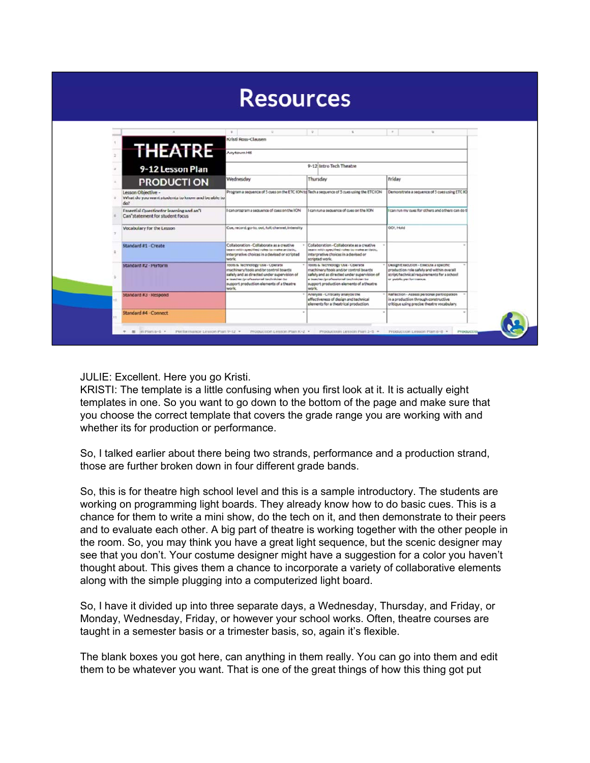# Resources

| THEATRE 9-12 Lesson Plan PRODUCTION | Kristi Ross-Clausen | | |
|---|---|---|---|
| | Anytown HS | | |
| | | 9-12 Intro Tech Theatre | |
| | Wednesday | Thursday | Friday |
| Lesson Objective - What do you want students to know and be able to do? | Program a sequence of 5 cues on the ETC ION to | Tech a sequence of 5 cues using the ETC ION | Demonstrate a sequence of 5 cues using ETC IO |
| Essential Question for learning and an "I Can" statement for student focus | I can program a sequence of cues on the ION | I can run a sequence of cues on the ION | I can run my cues for others and others can do t |
| Vocabulary for the Lesson | Cue, record, go-to, out, full, channel, intensity | | GO!, Hold |
| Standard #1 - Create | Collaboration - Collaborate as a creative team with specified roles to make artistic, interpretive choices in a devised or scripted work. | Collaboration - Collaborate as a creative team with specified roles to make artistic, interpretive choices in a devised or scripted work. | |
| Standard #2 - Perform | Tools & Technology Use - Operate machinery/tools and/or control boards safely and as directed under supervision of a teacher/professional technician to support production elements of a theatre work. | Tools & Technology Use - Operate machinery/tools and/or control boards safely and as directed under supervision of a teacher/professional technician to support production elements of a theatre work. | Design Execution - Execute a specific production role safely and within overall script/technical requirements for a school or public performance. |
| Standard #3 - Respond | | Analysis - Critically analyze the effectiveness of design and technical elements for a theatrical production. | Reflection - Assess personal participation in a production through constructive critique using precise theatre vocabulary. |
| Standard #4 - Connect | | | |

JULIE: Excellent. Here you go Kristi.

KRISTI: The template is a little confusing when you first look at it. It is actually eight templates in one. So you want to go down to the bottom of the page and make sure that you choose the correct template that covers the grade range you are working with and whether its for production or performance.

So, I talked earlier about there being two strands, performance and a production strand, those are further broken down in four different grade bands.

So, this is for theatre high school level and this is a sample introductory. The students are working on programming light boards. They already know how to do basic cues. This is a chance for them to write a mini show, do the tech on it, and then demonstrate to their peers and to evaluate each other. A big part of theatre is working together with the other people in the room. So, you may think you have a great light sequence, but the scenic designer may see that you don't. Your costume designer might have a suggestion for a color you haven't thought about. This gives them a chance to incorporate a variety of collaborative elements along with the simple plugging into a computerized light board.

So, I have it divided up into three separate days, a Wednesday, Thursday, and Friday, or Monday, Wednesday, Friday, or however your school works. Often, theatre courses are taught in a semester basis or a trimester basis, so, again it's flexible.

The blank boxes you got here, can anything in them really. You can go into them and edit them to be whatever you want. That is one of the great things of how this thing got put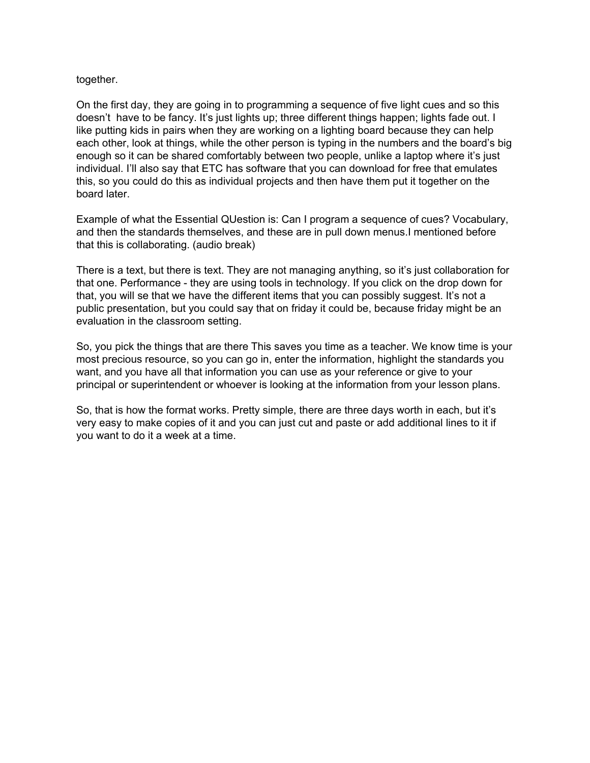together.

On the first day, they are going in to programming a sequence of five light cues and so this doesn't  have to be fancy. It's just lights up; three different things happen; lights fade out. I like putting kids in pairs when they are working on a lighting board because they can help each other, look at things, while the other person is typing in the numbers and the board's big enough so it can be shared comfortably between two people, unlike a laptop where it's just individual. I'll also say that ETC has software that you can download for free that emulates this, so you could do this as individual projects and then have them put it together on the board later.

Example of what the Essential QUestion is: Can I program a sequence of cues? Vocabulary, and then the standards themselves, and these are in pull down menus.I mentioned before that this is collaborating. (audio break)

There is a text, but there is text. They are not managing anything, so it's just collaboration for that one. Performance - they are using tools in technology. If you click on the drop down for that, you will se that we have the different items that you can possibly suggest. It's not a public presentation, but you could say that on friday it could be, because friday might be an evaluation in the classroom setting.

So, you pick the things that are there This saves you time as a teacher. We know time is your most precious resource, so you can go in, enter the information, highlight the standards you want, and you have all that information you can use as your reference or give to your principal or superintendent or whoever is looking at the information from your lesson plans.

So, that is how the format works. Pretty simple, there are three days worth in each, but it's very easy to make copies of it and you can just cut and paste or add additional lines to it if you want to do it a week at a time.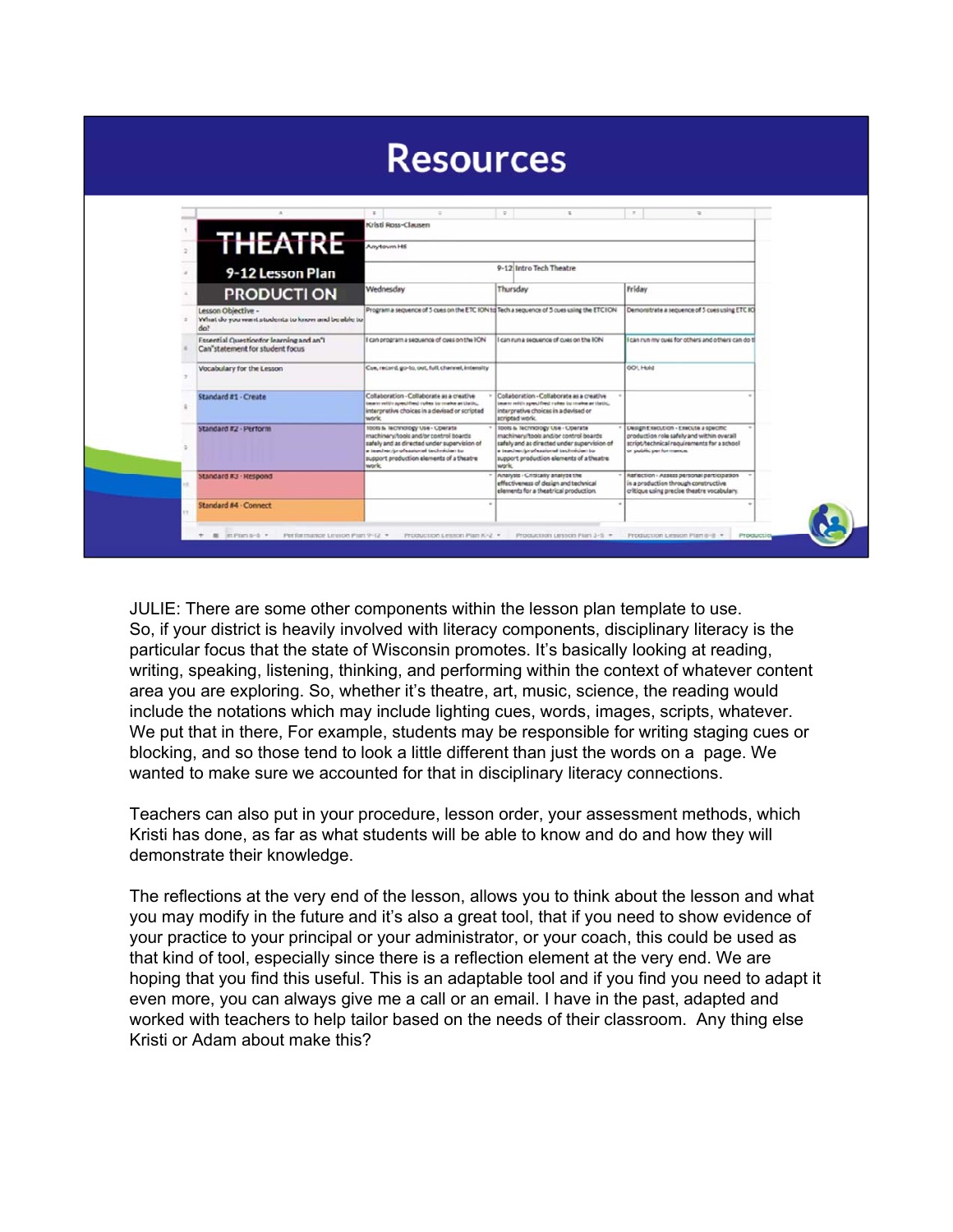# Resources

| THEATRE 9-12 Lesson Plan PRODUCTI ON | Kristi Ross-Clausen | | |
|---|---|---|---|
| | Anytown HS | | |
| | | 9-12 Intro Tech Theatre | |
| | Wednesday | Thursday | Friday |
| Lesson Objective - What do you want students to know and be able to do? | Program a sequence of 5 cues on the ETC ION to | Tech a sequence of 5 cues using the ETC ION | Demonstrate a sequence of 5 cues using ETC IO |
| Essential Question for learning and an "I Can" statement for student focus | I can program a sequence of cues on the ION | I can run a sequence of cues on the ION | I can run my cues for others and others can do t |
| Vocabulary for the Lesson | Cue, record, go-to, out, full, channel, intensity | | GO!, Hold |
| Standard #1 - Create | Collaboration - Collaborate as a creative team with specified roles to make artistic, interpretive choices in a devised or scripted work. | Collaboration - Collaborate as a creative team with specified roles to make artistic, interpretive choices in a devised or scripted work. | |
| Standard #2 - Perform | Tools & Technology Use - Operate machinery/tools and/or control boards safely and as directed under supervision of a teacher/professional technician to support production elements of a theatre work. | Tools & Technology Use - Operate machinery/tools and/or control boards safely and as directed under supervision of a teacher/professional technician to support production elements of a theatre work. | Design Execution - Execute a specific production role safely and within overall script/technical requirements for a school or public performance. |
| Standard #3 - Respond | | Analysis - Critically analyze the effectiveness of design and technical elements for a theatrical production. | Reflection - Assess personal participation in a production through constructive critique using precise theatre vocabulary. |
| Standard #4 - Connect | | | |

JULIE: There are some other components within the lesson plan template to use. So, if your district is heavily involved with literacy components, disciplinary literacy is the particular focus that the state of Wisconsin promotes. It's basically looking at reading, writing, speaking, listening, thinking, and performing within the context of whatever content area you are exploring. So, whether it's theatre, art, music, science, the reading would include the notations which may include lighting cues, words, images, scripts, whatever. We put that in there, For example, students may be responsible for writing staging cues or blocking, and so those tend to look a little different than just the words on a page. We wanted to make sure we accounted for that in disciplinary literacy connections.

Teachers can also put in your procedure, lesson order, your assessment methods, which Kristi has done, as far as what students will be able to know and do and how they will demonstrate their knowledge.

The reflections at the very end of the lesson, allows you to think about the lesson and what you may modify in the future and it's also a great tool, that if you need to show evidence of your practice to your principal or your administrator, or your coach, this could be used as that kind of tool, especially since there is a reflection element at the very end. We are hoping that you find this useful. This is an adaptable tool and if you find you need to adapt it even more, you can always give me a call or an email. I have in the past, adapted and worked with teachers to help tailor based on the needs of their classroom. Any thing else Kristi or Adam about make this?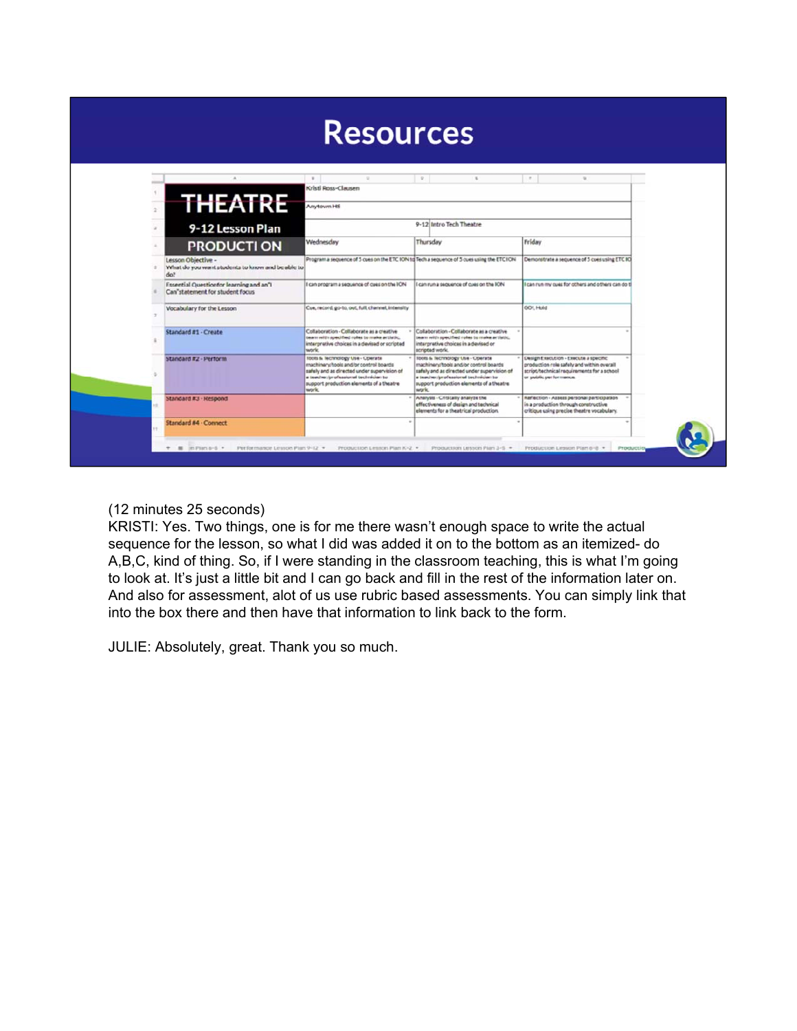# Resources

| THEATRE 9-12 Lesson Plan PRODUCTION | Kristi Ross-Clausen | | |
|---|---|---|---|
| | Anytown HS | | |
| | | 9-12 Intro Tech Theatre | |
| | Wednesday | Thursday | Friday |
| Lesson Objective - What do you want students to know and be able to do? | Program a sequence of 5 cues on the ETC ION to | Tech a sequence of 5 cues using the ETC ION | Demonstrate a sequence of 5 cues using ETC IO |
| Essential Question for learning and an "I Can" statement for student focus | I can program a sequence of cues on the ION | I can run a sequence of cues on the ION | I can run my cues for others and others can do t |
| Vocabulary for the Lesson | Cue, record, go-to, out, full, channel, intensity | | GO!, Hold |
| Standard #1 - Create | Collaboration - Collaborate as a creative team with specified roles to make artistic, interpretive choices in a devised or scripted work. | Collaboration - Collaborate as a creative team with specified roles to make artistic, interpretive choices in a devised or scripted work. | |
| Standard #2 - Perform | Tools & Technology Use - Operate machinery/tools and/or control boards safely and as directed under supervision of a teacher/professional technician to support production elements of a theatre work. | Tools & Technology Use - Operate machinery/tools and/or control boards safely and as directed under supervision of a teacher/professional technician to support production elements of a theatre work. | Design Execution - Execute a specific production role safely and within overall script/technical requirements for a school or public performance. |
| Standard #3 - Respond | | Analysis - Critically analyze the effectiveness of design and technical elements for a theatrical production. | Reflection - Assess personal participation in a production through constructive critique using precise theatre vocabulary. |
| Standard #4 - Connect | | | |

(12 minutes 25 seconds)

KRISTI: Yes. Two things, one is for me there wasn't enough space to write the actual sequence for the lesson, so what I did was added it on to the bottom as an itemized- do A,B,C, kind of thing. So, if I were standing in the classroom teaching, this is what I'm going to look at. It's just a little bit and I can go back and fill in the rest of the information later on. And also for assessment, alot of us use rubric based assessments. You can simply link that into the box there and then have that information to link back to the form.

JULIE: Absolutely, great. Thank you so much.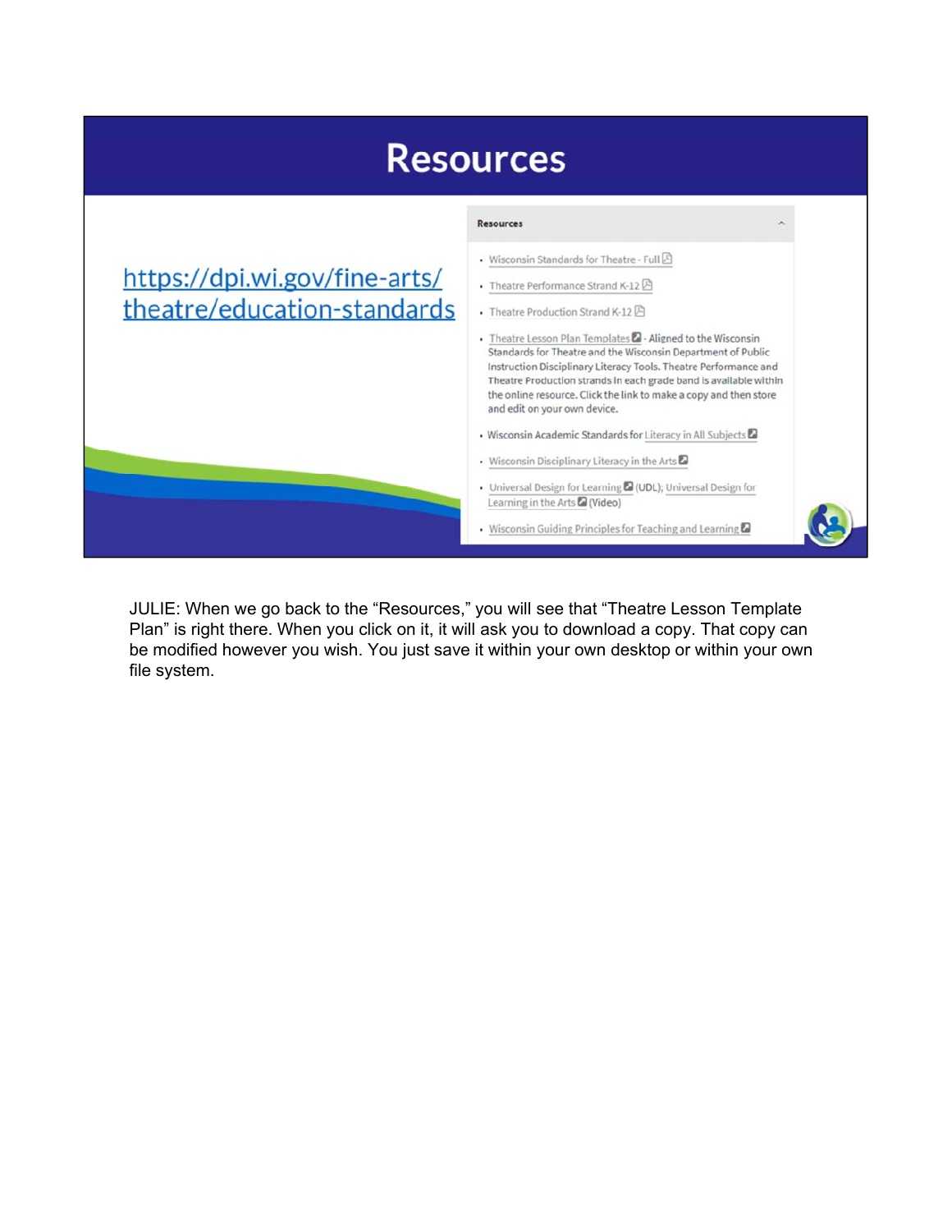# Resources

https://dpi.wi.gov/fine-arts/theatre/education-standards

**Resources**

- Wisconsin Standards for Theatre - Full
- Theatre Performance Strand K-12
- Theatre Production Strand K-12
- Theatre Lesson Plan Templates - Aligned to the Wisconsin Standards for Theatre and the Wisconsin Department of Public Instruction Disciplinary Literacy Tools. Theatre Performance and Theatre Production strands in each grade band is available within the online resource. Click the link to make a copy and then store and edit on your own device.
- Wisconsin Academic Standards for Literacy in All Subjects
- Wisconsin Disciplinary Literacy in the Arts
- Universal Design for Learning (UDL); Universal Design for Learning in the Arts (Video)
- Wisconsin Guiding Principles for Teaching and Learning

JULIE: When we go back to the "Resources," you will see that "Theatre Lesson Template Plan" is right there. When you click on it, it will ask you to download a copy. That copy can be modified however you wish. You just save it within your own desktop or within your own file system.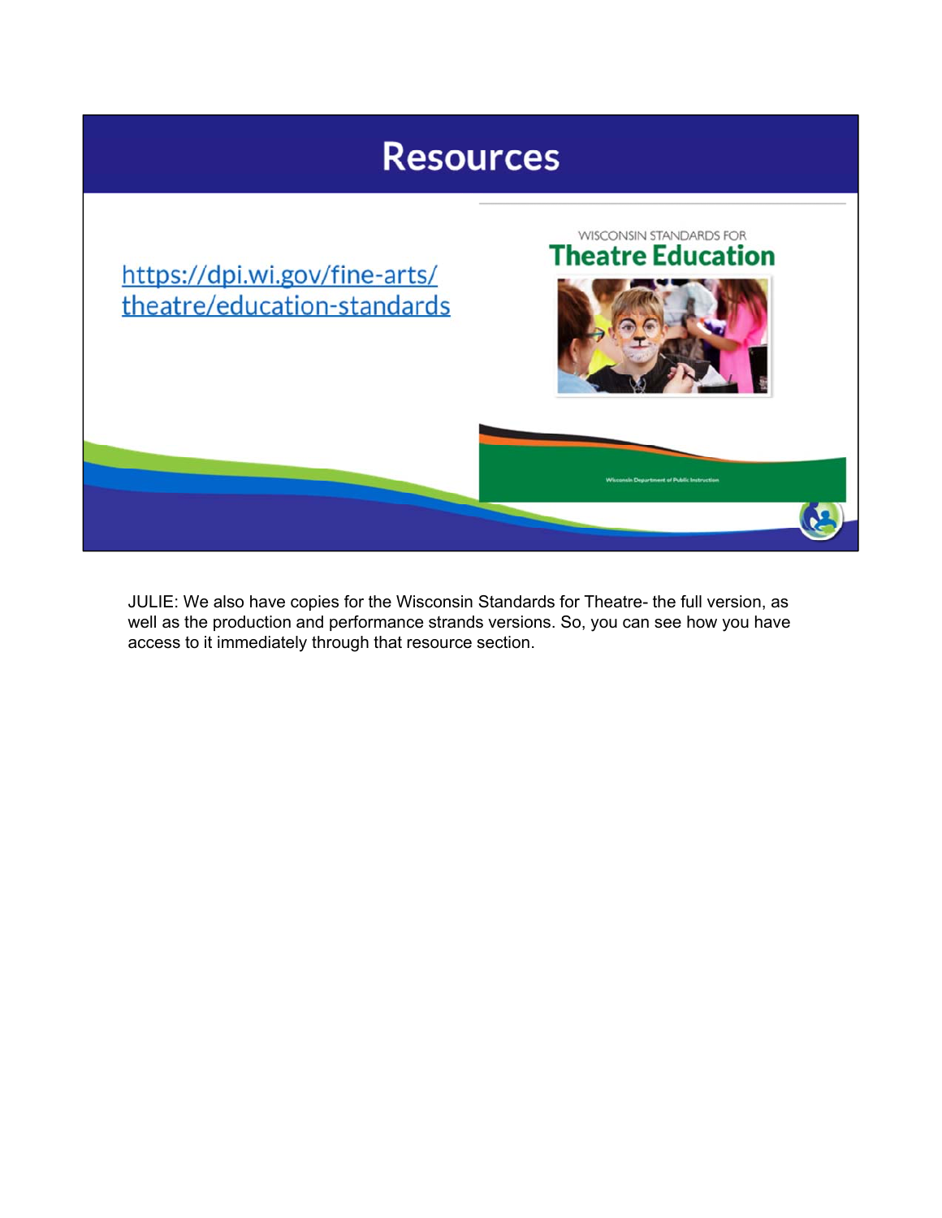# Resources

https://dpi.wi.gov/fine-arts/theatre/education-standards

WISCONSIN STANDARDS FOR
**Theatre Education**

Wisconsin Department of Public Instruction

JULIE: We also have copies for the Wisconsin Standards for Theatre- the full version, as well as the production and performance strands versions. So, you can see how you have access to it immediately through that resource section.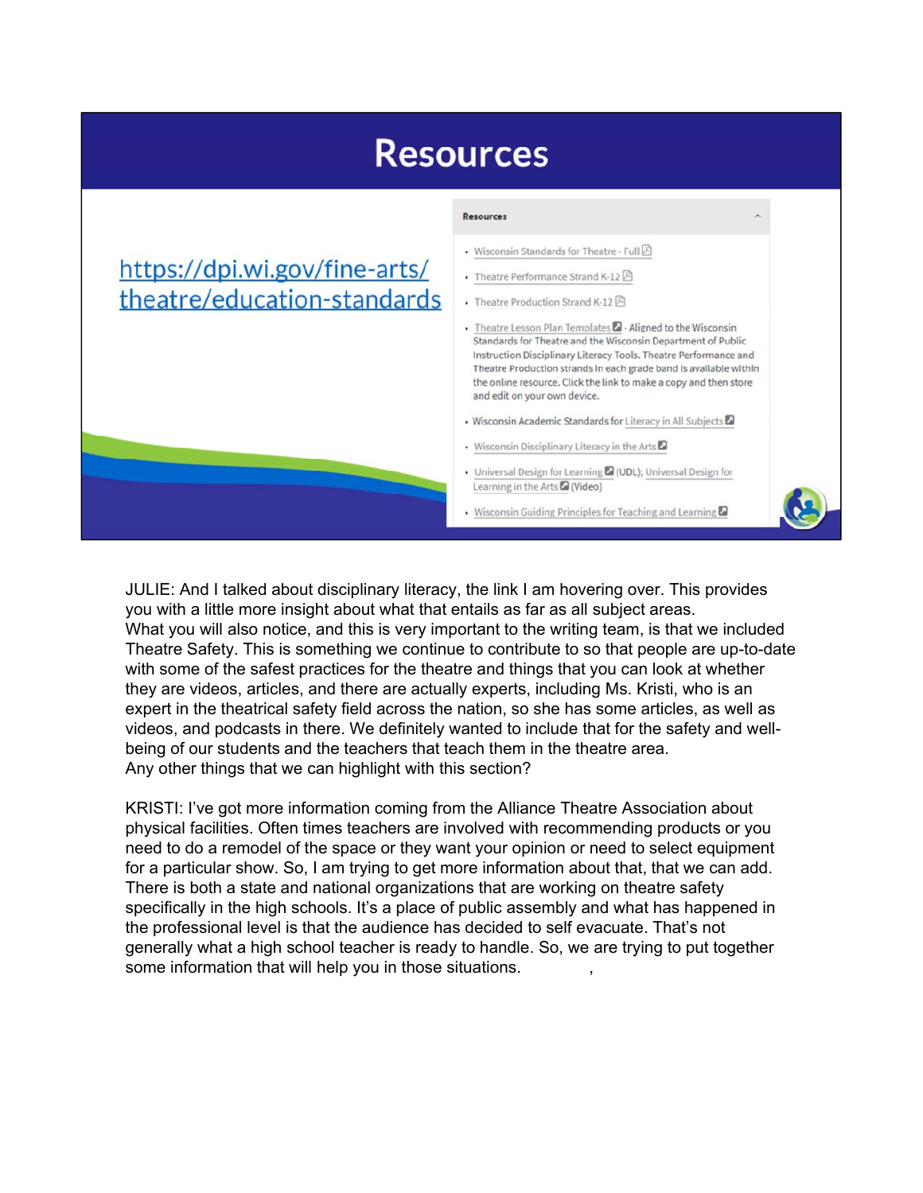# Resources

https://dpi.wi.gov/fine-arts/theatre/education-standards

**Resources**

- Wisconsin Standards for Theatre - Full
- Theatre Performance Strand K-12
- Theatre Production Strand K-12
- Theatre Lesson Plan Templates - Aligned to the Wisconsin Standards for Theatre and the Wisconsin Department of Public Instruction Disciplinary Literacy Tools. Theatre Performance and Theatre Production strands in each grade band is available within the online resource. Click the link to make a copy and then store and edit on your own device.
- Wisconsin Academic Standards for Literacy in All Subjects
- Wisconsin Disciplinary Literacy in the Arts
- Universal Design for Learning (UDL); Universal Design for Learning in the Arts (Video)
- Wisconsin Guiding Principles for Teaching and Learning

JULIE: And I talked about disciplinary literacy, the link I am hovering over. This provides you with a little more insight about what that entails as far as all subject areas.
What you will also notice, and this is very important to the writing team, is that we included Theatre Safety. This is something we continue to contribute to so that people are up-to-date with some of the safest practices for the theatre and things that you can look at whether they are videos, articles, and there are actually experts, including Ms. Kristi, who is an expert in the theatrical safety field across the nation, so she has some articles, as well as videos, and podcasts in there. We definitely wanted to include that for the safety and well-being of our students and the teachers that teach them in the theatre area.
Any other things that we can highlight with this section?

KRISTI: I've got more information coming from the Alliance Theatre Association about physical facilities. Often times teachers are involved with recommending products or you need to do a remodel of the space or they want your opinion or need to select equipment for a particular show. So, I am trying to get more information about that, that we can add. There is both a state and national organizations that are working on theatre safety specifically in the high schools. It's a place of public assembly and what has happened in the professional level is that the audience has decided to self evacuate. That's not generally what a high school teacher is ready to handle. So, we are trying to put together some information that will help you in those situations.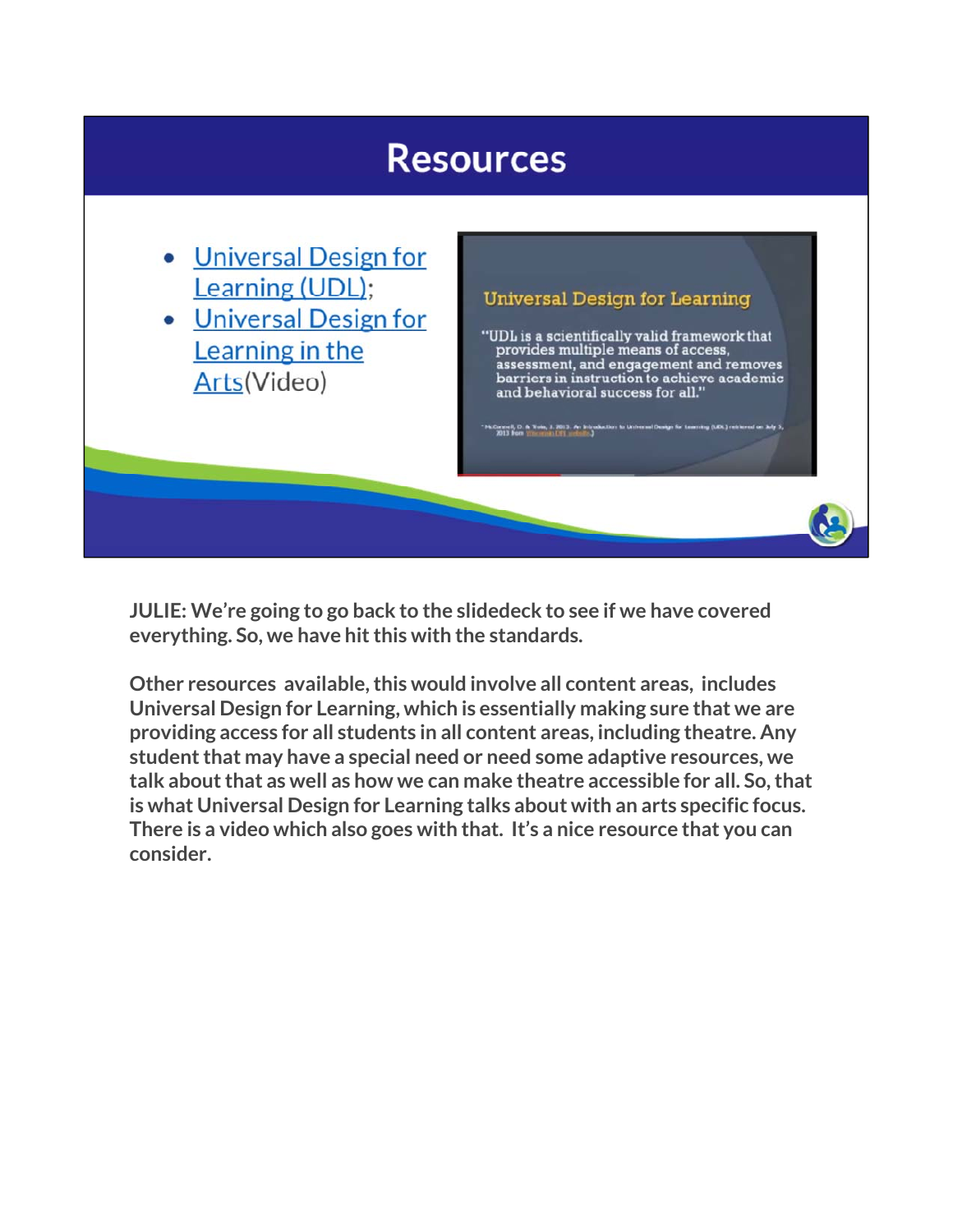# Resources

- Universal Design for Learning (UDL);
- Universal Design for Learning in the Arts(Video)

Universal Design for Learning

"UDL is a scientifically valid framework that provides multiple means of access, assessment, and engagement and removes barriers in instruction to achieve academic and behavioral success for all."

**JULIE: We're going to go back to the slidedeck to see if we have covered everything. So, we have hit this with the standards.**

**Other resources available, this would involve all content areas, includes Universal Design for Learning, which is essentially making sure that we are providing access for all students in all content areas, including theatre. Any student that may have a special need or need some adaptive resources, we talk about that as well as how we can make theatre accessible for all. So, that is what Universal Design for Learning talks about with an arts specific focus. There is a video which also goes with that. It's a nice resource that you can consider.**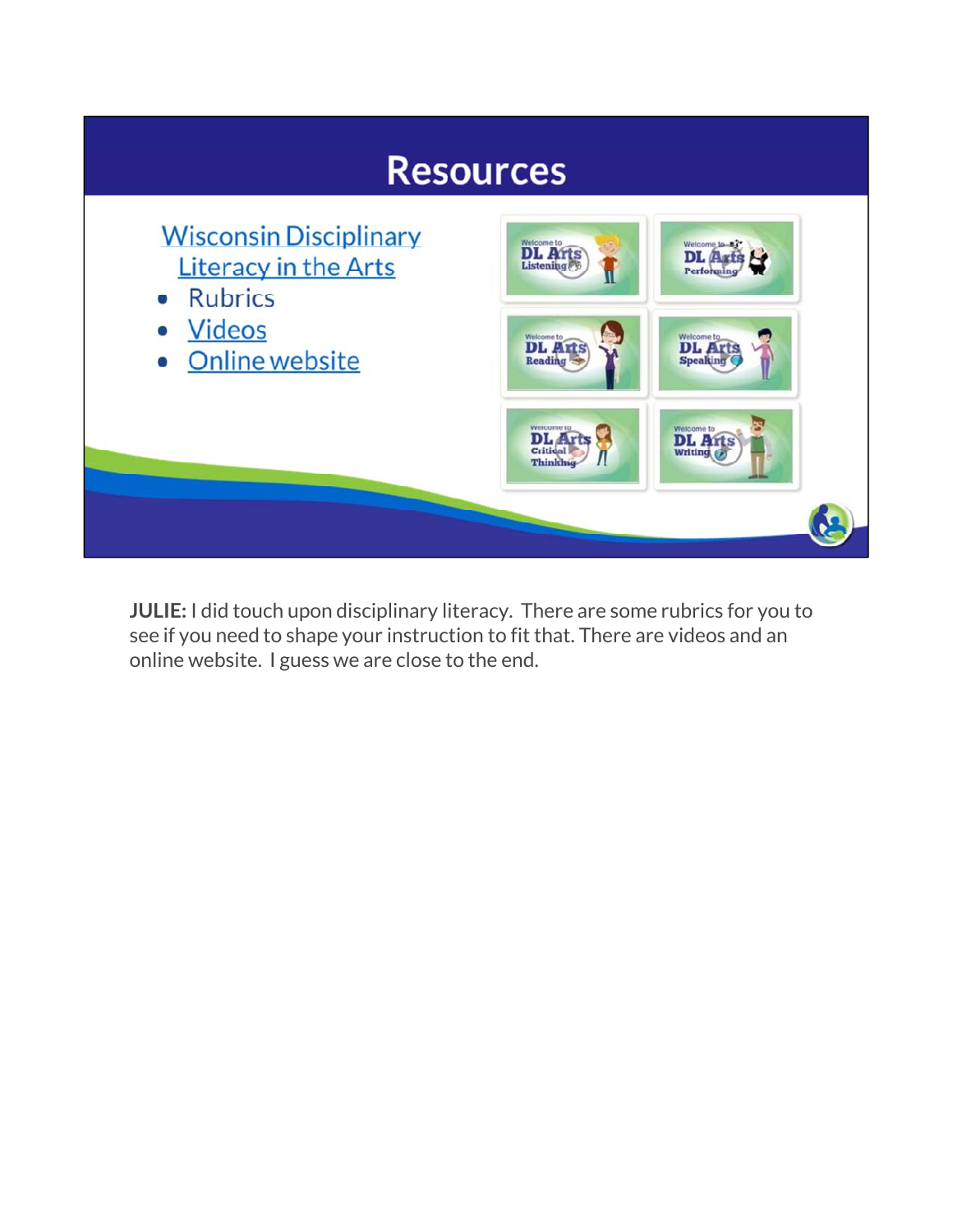# Resources

Wisconsin Disciplinary Literacy in the Arts

- Rubrics
- Videos
- Online website

**JULIE:** I did touch upon disciplinary literacy. There are some rubrics for you to see if you need to shape your instruction to fit that. There are videos and an online website. I guess we are close to the end.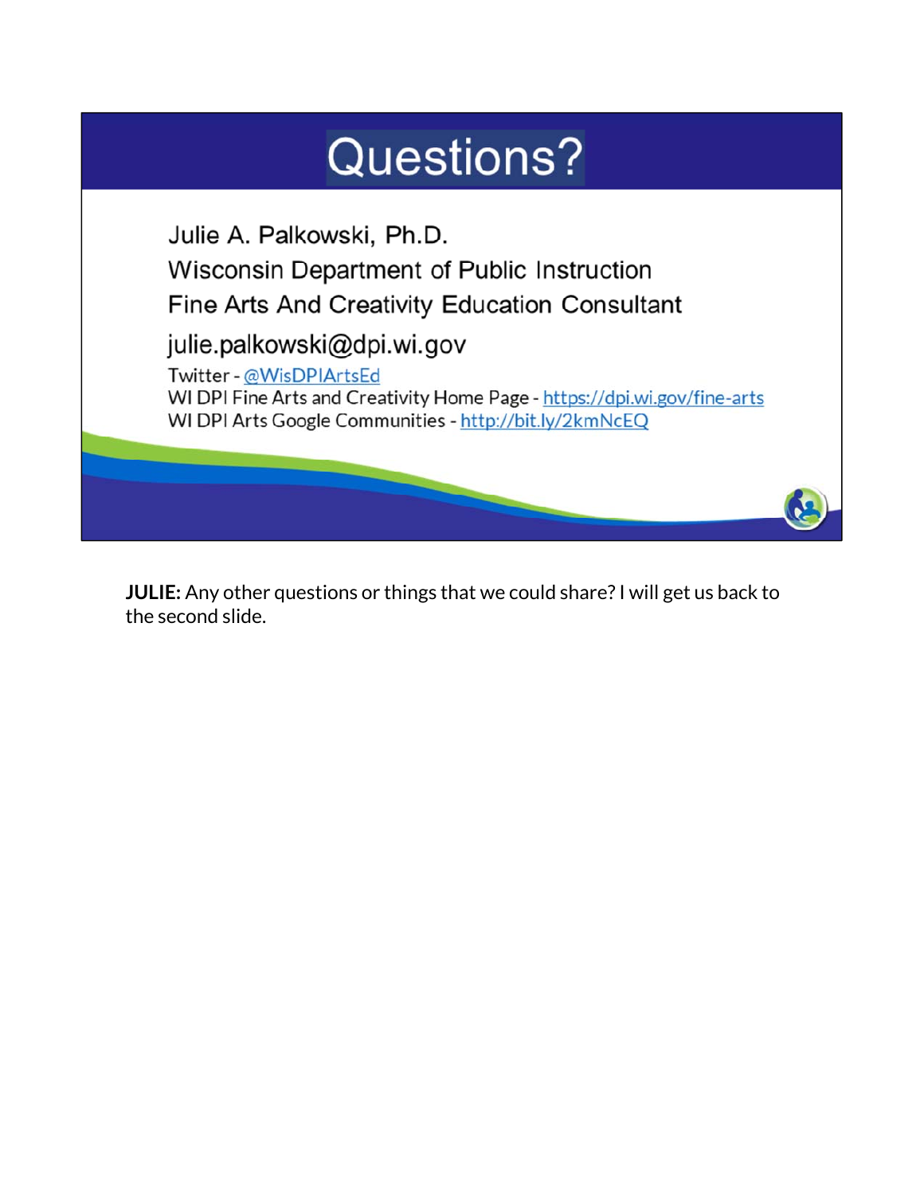# Questions?

Julie A. Palkowski, Ph.D.

Wisconsin Department of Public Instruction

Fine Arts And Creativity Education Consultant

julie.palkowski@dpi.wi.gov

Twitter - @WisDPIArtsEd

WI DPI Fine Arts and Creativity Home Page - https://dpi.wi.gov/fine-arts

WI DPI Arts Google Communities - http://bit.ly/2kmNcEQ

**JULIE:** Any other questions or things that we could share? I will get us back to the second slide.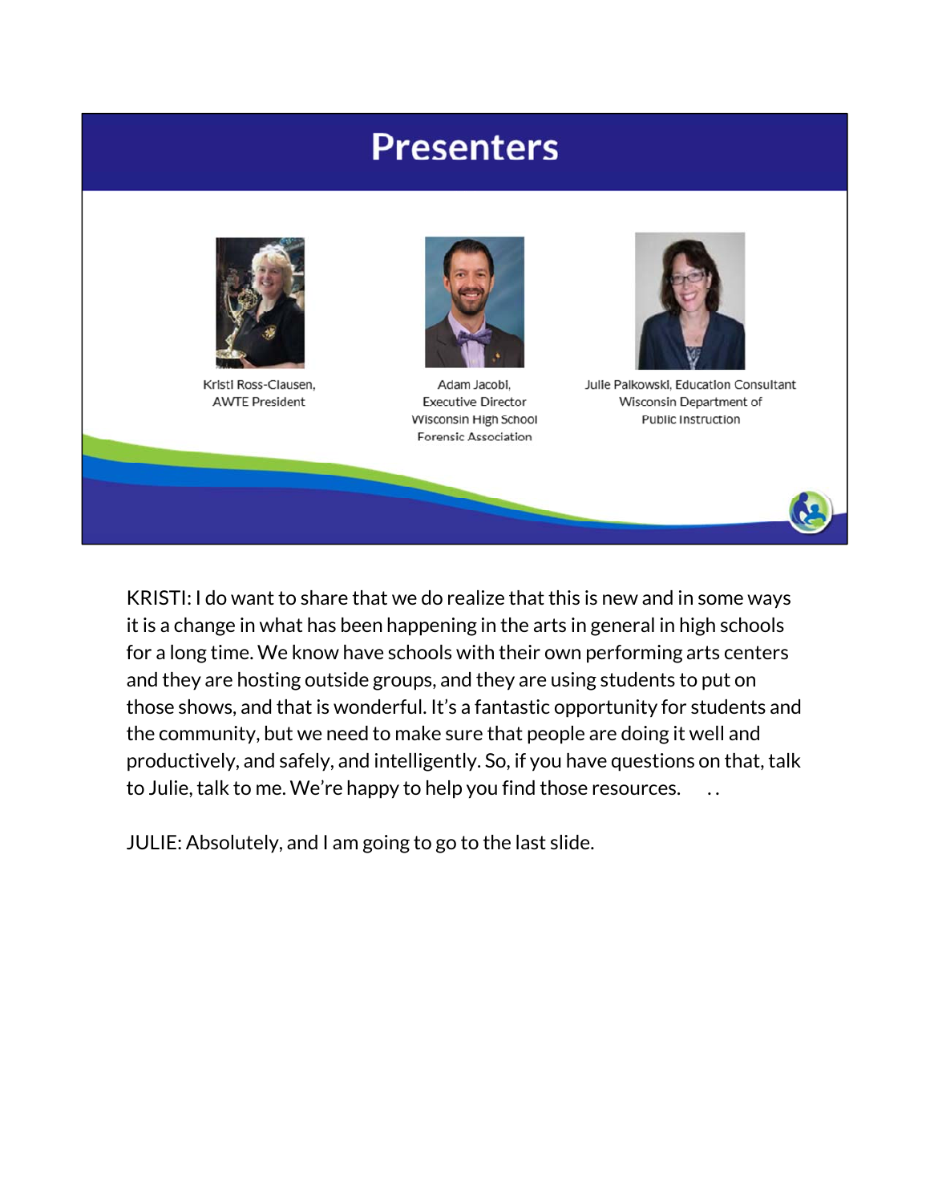# Presenters

Kristi Ross-Clausen,
AWTE President

Adam Jacobi,
Executive Director
Wisconsin High School
Forensic Association

Julie Palkowski, Education Consultant
Wisconsin Department of
Public Instruction

KRISTI: I do want to share that we do realize that this is new and in some ways it is a change in what has been happening in the arts in general in high schools for a long time. We know have schools with their own performing arts centers and they are hosting outside groups, and they are using students to put on those shows, and that is wonderful. It's a fantastic opportunity for students and the community, but we need to make sure that people are doing it well and productively, and safely, and intelligently. So, if you have questions on that, talk to Julie, talk to me. We're happy to help you find those resources. . .

JULIE: Absolutely, and I am going to go to the last slide.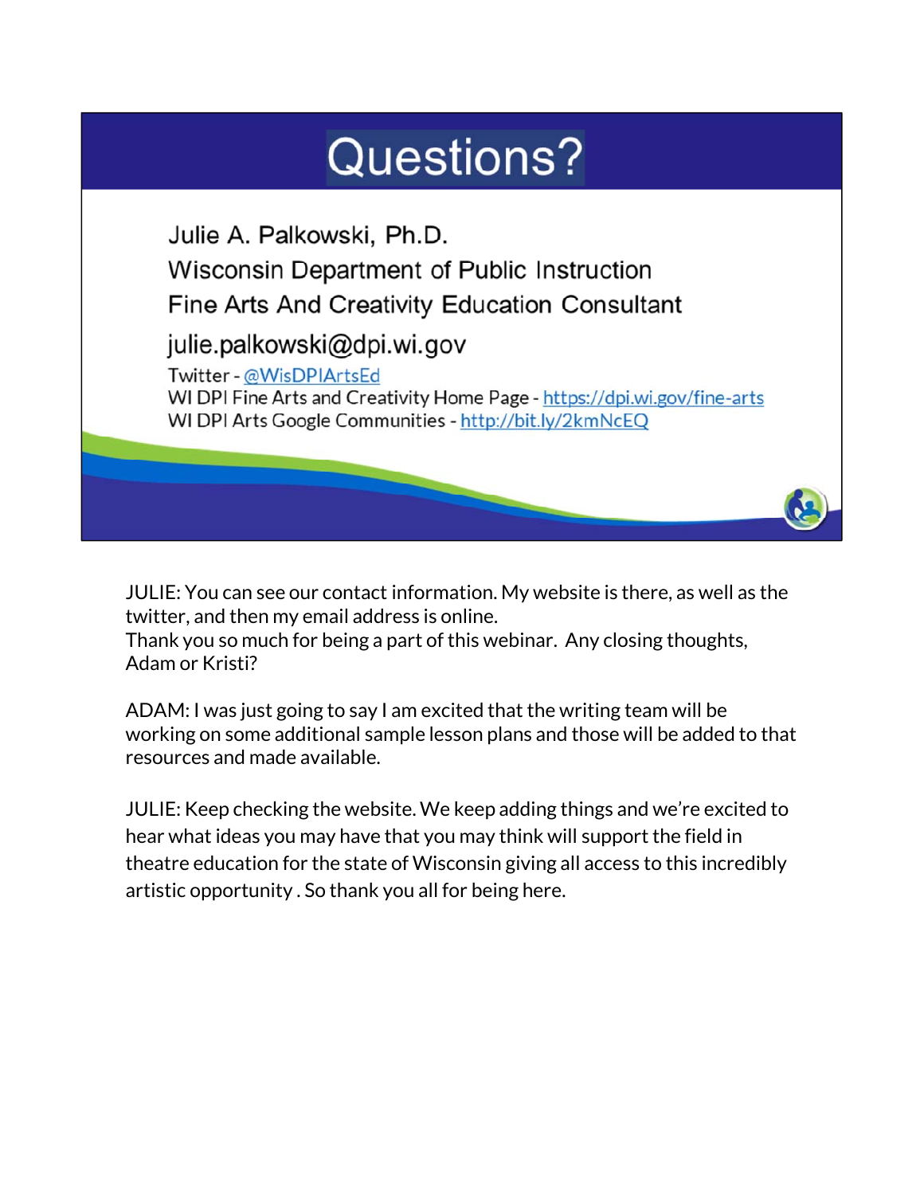# Questions?

Julie A. Palkowski, Ph.D.

Wisconsin Department of Public Instruction

Fine Arts And Creativity Education Consultant

julie.palkowski@dpi.wi.gov

Twitter - @WisDPIArtsEd

WI DPI Fine Arts and Creativity Home Page - https://dpi.wi.gov/fine-arts

WI DPI Arts Google Communities - http://bit.ly/2kmNcEQ

JULIE: You can see our contact information. My website is there, as well as the twitter, and then my email address is online.
Thank you so much for being a part of this webinar. Any closing thoughts, Adam or Kristi?

ADAM: I was just going to say I am excited that the writing team will be working on some additional sample lesson plans and those will be added to that resources and made available.

JULIE: Keep checking the website. We keep adding things and we're excited to hear what ideas you may have that you may think will support the field in theatre education for the state of Wisconsin giving all access to this incredibly artistic opportunity . So thank you all for being here.